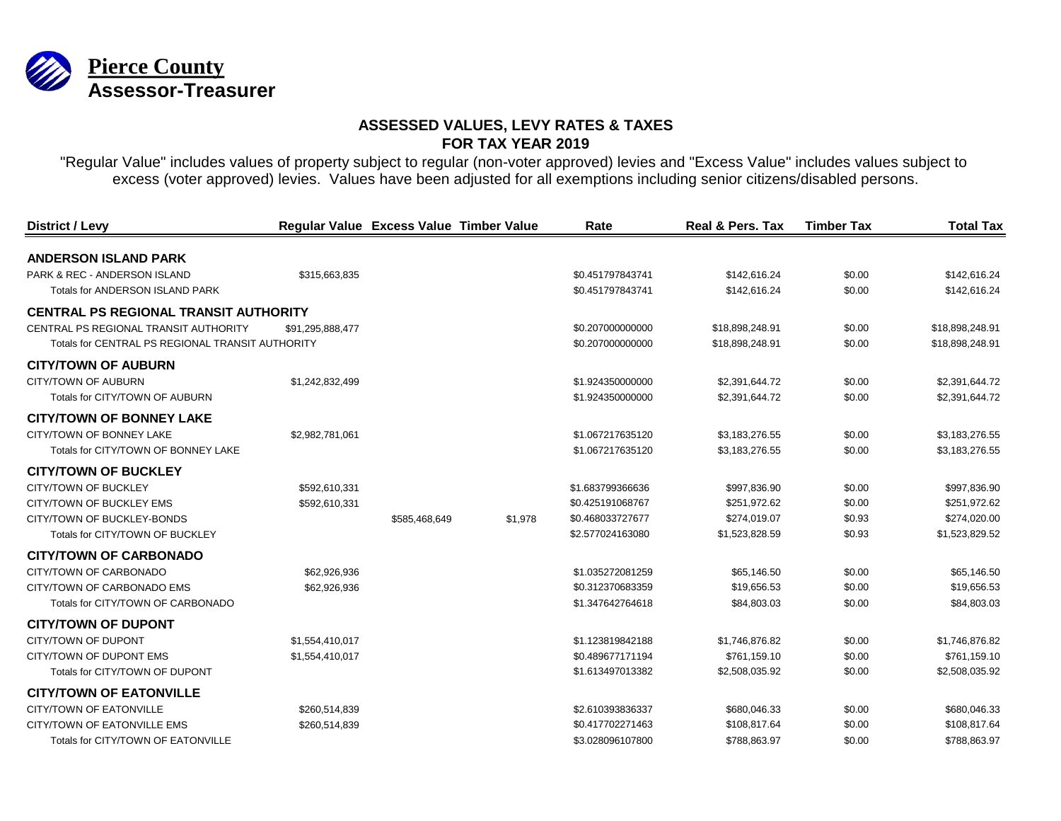# Pierce County
## Assessor-Treasurer

### ASSESSED VALUES, LEVY RATES & TAXES
### FOR TAX YEAR 2019

"Regular Value" includes values of property subject to regular (non-voter approved) levies and "Excess Value" includes values subject to excess (voter approved) levies. Values have been adjusted for all exemptions including senior citizens/disabled persons.

| District / Levy | Regular Value | Excess Value | Timber Value | Rate | Real & Pers. Tax | Timber Tax | Total Tax |
|---|---|---|---|---|---|---|---|
| **ANDERSON ISLAND PARK** | | | | | | | |
| PARK & REC - ANDERSON ISLAND | $315,663,835 | | | $0.451797843741 | $142,616.24 | $0.00 | $142,616.24 |
| Totals for ANDERSON ISLAND PARK | | | | $0.451797843741 | $142,616.24 | $0.00 | $142,616.24 |
| **CENTRAL PS REGIONAL TRANSIT AUTHORITY** | | | | | | | |
| CENTRAL PS REGIONAL TRANSIT AUTHORITY | $91,295,888,477 | | | $0.207000000000 | $18,898,248.91 | $0.00 | $18,898,248.91 |
| Totals for CENTRAL PS REGIONAL TRANSIT AUTHORITY | | | | $0.207000000000 | $18,898,248.91 | $0.00 | $18,898,248.91 |
| **CITY/TOWN OF AUBURN** | | | | | | | |
| CITY/TOWN OF AUBURN | $1,242,832,499 | | | $1.924350000000 | $2,391,644.72 | $0.00 | $2,391,644.72 |
| Totals for CITY/TOWN OF AUBURN | | | | $1.924350000000 | $2,391,644.72 | $0.00 | $2,391,644.72 |
| **CITY/TOWN OF BONNEY LAKE** | | | | | | | |
| CITY/TOWN OF BONNEY LAKE | $2,982,781,061 | | | $1.067217635120 | $3,183,276.55 | $0.00 | $3,183,276.55 |
| Totals for CITY/TOWN OF BONNEY LAKE | | | | $1.067217635120 | $3,183,276.55 | $0.00 | $3,183,276.55 |
| **CITY/TOWN OF BUCKLEY** | | | | | | | |
| CITY/TOWN OF BUCKLEY | $592,610,331 | | | $1.683799366636 | $997,836.90 | $0.00 | $997,836.90 |
| CITY/TOWN OF BUCKLEY EMS | $592,610,331 | | | $0.425191068767 | $251,972.62 | $0.00 | $251,972.62 |
| CITY/TOWN OF BUCKLEY-BONDS | | $585,468,649 | $1,978 | $0.468033727677 | $274,019.07 | $0.93 | $274,020.00 |
| Totals for CITY/TOWN OF BUCKLEY | | | | $2.577024163080 | $1,523,828.59 | $0.93 | $1,523,829.52 |
| **CITY/TOWN OF CARBONADO** | | | | | | | |
| CITY/TOWN OF CARBONADO | $62,926,936 | | | $1.035272081259 | $65,146.50 | $0.00 | $65,146.50 |
| CITY/TOWN OF CARBONADO EMS | $62,926,936 | | | $0.312370683359 | $19,656.53 | $0.00 | $19,656.53 |
| Totals for CITY/TOWN OF CARBONADO | | | | $1.347642764618 | $84,803.03 | $0.00 | $84,803.03 |
| **CITY/TOWN OF DUPONT** | | | | | | | |
| CITY/TOWN OF DUPONT | $1,554,410,017 | | | $1.123819842188 | $1,746,876.82 | $0.00 | $1,746,876.82 |
| CITY/TOWN OF DUPONT EMS | $1,554,410,017 | | | $0.489677171194 | $761,159.10 | $0.00 | $761,159.10 |
| Totals for CITY/TOWN OF DUPONT | | | | $1.613497013382 | $2,508,035.92 | $0.00 | $2,508,035.92 |
| **CITY/TOWN OF EATONVILLE** | | | | | | | |
| CITY/TOWN OF EATONVILLE | $260,514,839 | | | $2.610393836337 | $680,046.33 | $0.00 | $680,046.33 |
| CITY/TOWN OF EATONVILLE EMS | $260,514,839 | | | $0.417702271463 | $108,817.64 | $0.00 | $108,817.64 |
| Totals for CITY/TOWN OF EATONVILLE | | | | $3.028096107800 | $788,863.97 | $0.00 | $788,863.97 |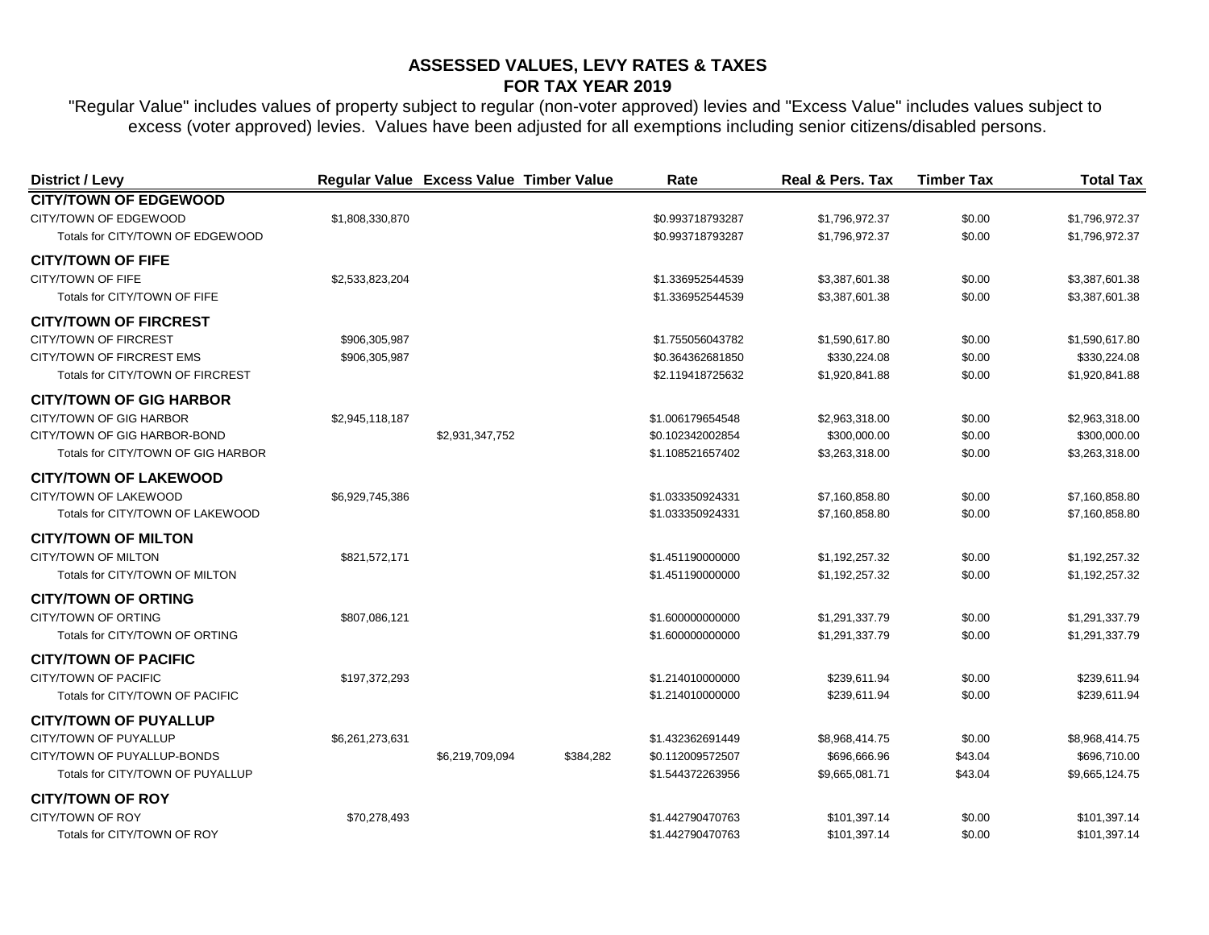# ASSESSED VALUES, LEVY RATES & TAXES
## FOR TAX YEAR 2019

"Regular Value" includes values of property subject to regular (non-voter approved) levies and "Excess Value" includes values subject to excess (voter approved) levies. Values have been adjusted for all exemptions including senior citizens/disabled persons.

| District / Levy | Regular Value | Excess Value | Timber Value | Rate | Real & Pers. Tax | Timber Tax | Total Tax |
|---|---|---|---|---|---|---|---|
| **CITY/TOWN OF EDGEWOOD** | | | | | | | |
| CITY/TOWN OF EDGEWOOD | $1,808,330,870 | | | $0.993718793287 | $1,796,972.37 | $0.00 | $1,796,972.37 |
| Totals for CITY/TOWN OF EDGEWOOD | | | | $0.993718793287 | $1,796,972.37 | $0.00 | $1,796,972.37 |
| **CITY/TOWN OF FIFE** | | | | | | | |
| CITY/TOWN OF FIFE | $2,533,823,204 | | | $1.336952544539 | $3,387,601.38 | $0.00 | $3,387,601.38 |
| Totals for CITY/TOWN OF FIFE | | | | $1.336952544539 | $3,387,601.38 | $0.00 | $3,387,601.38 |
| **CITY/TOWN OF FIRCREST** | | | | | | | |
| CITY/TOWN OF FIRCREST | $906,305,987 | | | $1.755056043782 | $1,590,617.80 | $0.00 | $1,590,617.80 |
| CITY/TOWN OF FIRCREST EMS | $906,305,987 | | | $0.364362681850 | $330,224.08 | $0.00 | $330,224.08 |
| Totals for CITY/TOWN OF FIRCREST | | | | $2.119418725632 | $1,920,841.88 | $0.00 | $1,920,841.88 |
| **CITY/TOWN OF GIG HARBOR** | | | | | | | |
| CITY/TOWN OF GIG HARBOR | $2,945,118,187 | | | $1.006179654548 | $2,963,318.00 | $0.00 | $2,963,318.00 |
| CITY/TOWN OF GIG HARBOR-BOND | | $2,931,347,752 | | $0.102342002854 | $300,000.00 | $0.00 | $300,000.00 |
| Totals for CITY/TOWN OF GIG HARBOR | | | | $1.108521657402 | $3,263,318.00 | $0.00 | $3,263,318.00 |
| **CITY/TOWN OF LAKEWOOD** | | | | | | | |
| CITY/TOWN OF LAKEWOOD | $6,929,745,386 | | | $1.033350924331 | $7,160,858.80 | $0.00 | $7,160,858.80 |
| Totals for CITY/TOWN OF LAKEWOOD | | | | $1.033350924331 | $7,160,858.80 | $0.00 | $7,160,858.80 |
| **CITY/TOWN OF MILTON** | | | | | | | |
| CITY/TOWN OF MILTON | $821,572,171 | | | $1.451190000000 | $1,192,257.32 | $0.00 | $1,192,257.32 |
| Totals for CITY/TOWN OF MILTON | | | | $1.451190000000 | $1,192,257.32 | $0.00 | $1,192,257.32 |
| **CITY/TOWN OF ORTING** | | | | | | | |
| CITY/TOWN OF ORTING | $807,086,121 | | | $1.600000000000 | $1,291,337.79 | $0.00 | $1,291,337.79 |
| Totals for CITY/TOWN OF ORTING | | | | $1.600000000000 | $1,291,337.79 | $0.00 | $1,291,337.79 |
| **CITY/TOWN OF PACIFIC** | | | | | | | |
| CITY/TOWN OF PACIFIC | $197,372,293 | | | $1.214010000000 | $239,611.94 | $0.00 | $239,611.94 |
| Totals for CITY/TOWN OF PACIFIC | | | | $1.214010000000 | $239,611.94 | $0.00 | $239,611.94 |
| **CITY/TOWN OF PUYALLUP** | | | | | | | |
| CITY/TOWN OF PUYALLUP | $6,261,273,631 | | | $1.432362691449 | $8,968,414.75 | $0.00 | $8,968,414.75 |
| CITY/TOWN OF PUYALLUP-BONDS | | $6,219,709,094 | $384,282 | $0.112009572507 | $696,666.96 | $43.04 | $696,710.00 |
| Totals for CITY/TOWN OF PUYALLUP | | | | $1.544372263956 | $9,665,081.71 | $43.04 | $9,665,124.75 |
| **CITY/TOWN OF ROY** | | | | | | | |
| CITY/TOWN OF ROY | $70,278,493 | | | $1.442790470763 | $101,397.14 | $0.00 | $101,397.14 |
| Totals for CITY/TOWN OF ROY | | | | $1.442790470763 | $101,397.14 | $0.00 | $101,397.14 |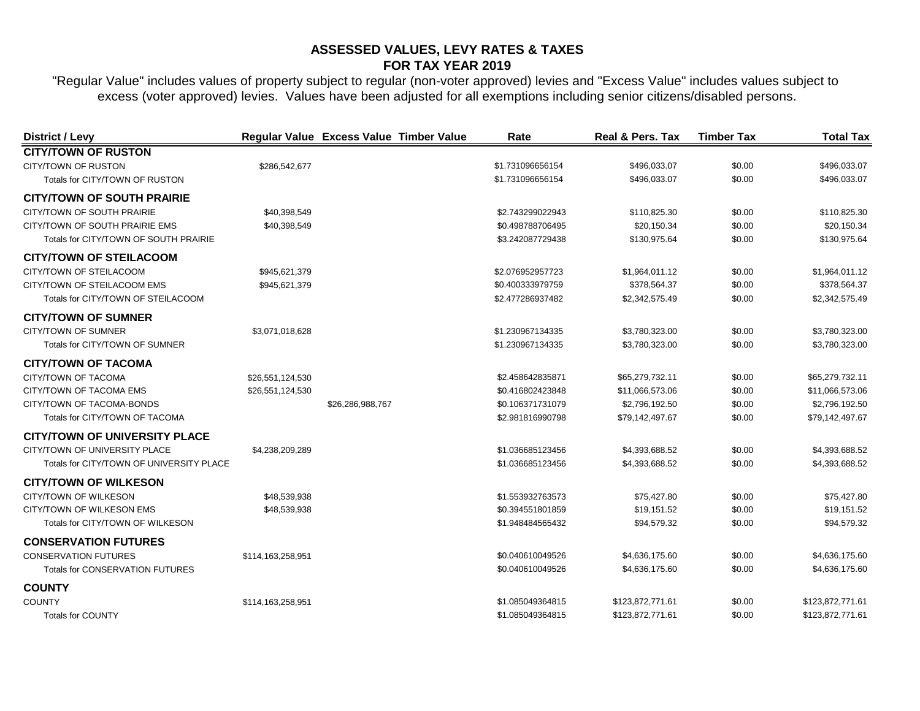# ASSESSED VALUES, LEVY RATES & TAXES
## FOR TAX YEAR 2019

"Regular Value" includes values of property subject to regular (non-voter approved) levies and "Excess Value" includes values subject to excess (voter approved) levies. Values have been adjusted for all exemptions including senior citizens/disabled persons.

| District / Levy | Regular Value | Excess Value | Timber Value | Rate | Real & Pers. Tax | Timber Tax | Total Tax |
|---|---|---|---|---|---|---|---|
| **CITY/TOWN OF RUSTON** | | | | | | | |
| CITY/TOWN OF RUSTON | $286,542,677 | | | $1.731096656154 | $496,033.07 | $0.00 | $496,033.07 |
| Totals for CITY/TOWN OF RUSTON | | | | $1.731096656154 | $496,033.07 | $0.00 | $496,033.07 |
| **CITY/TOWN OF SOUTH PRAIRIE** | | | | | | | |
| CITY/TOWN OF SOUTH PRAIRIE | $40,398,549 | | | $2.743299022943 | $110,825.30 | $0.00 | $110,825.30 |
| CITY/TOWN OF SOUTH PRAIRIE EMS | $40,398,549 | | | $0.498788706495 | $20,150.34 | $0.00 | $20,150.34 |
| Totals for CITY/TOWN OF SOUTH PRAIRIE | | | | $3.242087729438 | $130,975.64 | $0.00 | $130,975.64 |
| **CITY/TOWN OF STEILACOOM** | | | | | | | |
| CITY/TOWN OF STEILACOOM | $945,621,379 | | | $2.076952957723 | $1,964,011.12 | $0.00 | $1,964,011.12 |
| CITY/TOWN OF STEILACOOM EMS | $945,621,379 | | | $0.400333979759 | $378,564.37 | $0.00 | $378,564.37 |
| Totals for CITY/TOWN OF STEILACOOM | | | | $2.477286937482 | $2,342,575.49 | $0.00 | $2,342,575.49 |
| **CITY/TOWN OF SUMNER** | | | | | | | |
| CITY/TOWN OF SUMNER | $3,071,018,628 | | | $1.230967134335 | $3,780,323.00 | $0.00 | $3,780,323.00 |
| Totals for CITY/TOWN OF SUMNER | | | | $1.230967134335 | $3,780,323.00 | $0.00 | $3,780,323.00 |
| **CITY/TOWN OF TACOMA** | | | | | | | |
| CITY/TOWN OF TACOMA | $26,551,124,530 | | | $2.458642835871 | $65,279,732.11 | $0.00 | $65,279,732.11 |
| CITY/TOWN OF TACOMA EMS | $26,551,124,530 | | | $0.416802423848 | $11,066,573.06 | $0.00 | $11,066,573.06 |
| CITY/TOWN OF TACOMA-BONDS | | $26,286,988,767 | | $0.106371731079 | $2,796,192.50 | $0.00 | $2,796,192.50 |
| Totals for CITY/TOWN OF TACOMA | | | | $2.981816990798 | $79,142,497.67 | $0.00 | $79,142,497.67 |
| **CITY/TOWN OF UNIVERSITY PLACE** | | | | | | | |
| CITY/TOWN OF UNIVERSITY PLACE | $4,238,209,289 | | | $1.036685123456 | $4,393,688.52 | $0.00 | $4,393,688.52 |
| Totals for CITY/TOWN OF UNIVERSITY PLACE | | | | $1.036685123456 | $4,393,688.52 | $0.00 | $4,393,688.52 |
| **CITY/TOWN OF WILKESON** | | | | | | | |
| CITY/TOWN OF WILKESON | $48,539,938 | | | $1.553932763573 | $75,427.80 | $0.00 | $75,427.80 |
| CITY/TOWN OF WILKESON EMS | $48,539,938 | | | $0.394551801859 | $19,151.52 | $0.00 | $19,151.52 |
| Totals for CITY/TOWN OF WILKESON | | | | $1.948484565432 | $94,579.32 | $0.00 | $94,579.32 |
| **CONSERVATION FUTURES** | | | | | | | |
| CONSERVATION FUTURES | $114,163,258,951 | | | $0.040610049526 | $4,636,175.60 | $0.00 | $4,636,175.60 |
| Totals for CONSERVATION FUTURES | | | | $0.040610049526 | $4,636,175.60 | $0.00 | $4,636,175.60 |
| **COUNTY** | | | | | | | |
| COUNTY | $114,163,258,951 | | | $1.085049364815 | $123,872,771.61 | $0.00 | $123,872,771.61 |
| Totals for COUNTY | | | | $1.085049364815 | $123,872,771.61 | $0.00 | $123,872,771.61 |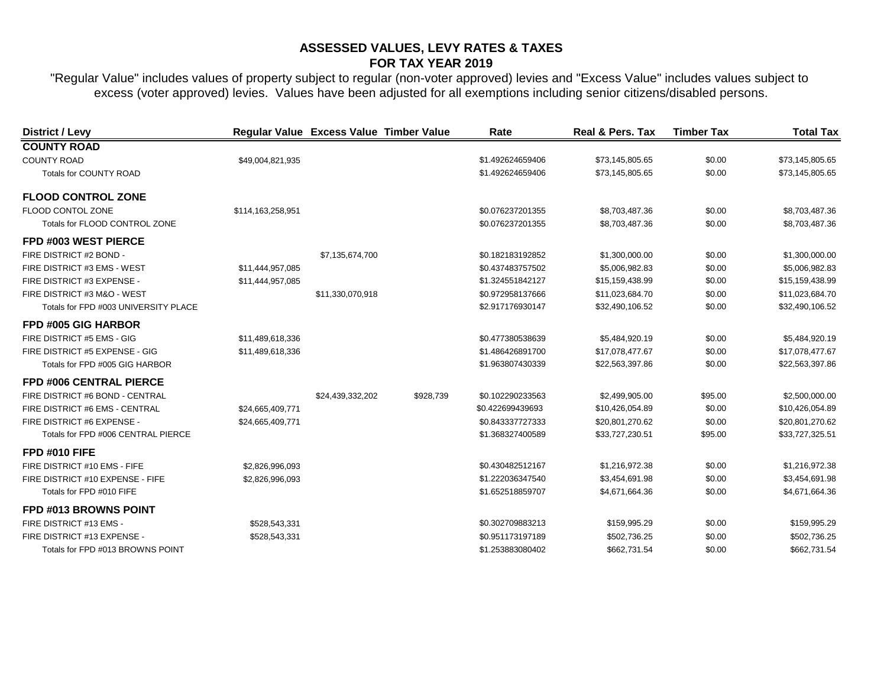# ASSESSED VALUES, LEVY RATES & TAXES
## FOR TAX YEAR 2019

"Regular Value" includes values of property subject to regular (non-voter approved) levies and "Excess Value" includes values subject to excess (voter approved) levies. Values have been adjusted for all exemptions including senior citizens/disabled persons.

| District / Levy | Regular Value | Excess Value | Timber Value | Rate | Real & Pers. Tax | Timber Tax | Total Tax |
|---|---|---|---|---|---|---|---|
| **COUNTY ROAD** | | | | | | | |
| COUNTY ROAD | $49,004,821,935 | | | $1.492624659406 | $73,145,805.65 | $0.00 | $73,145,805.65 |
| Totals for COUNTY ROAD | | | | $1.492624659406 | $73,145,805.65 | $0.00 | $73,145,805.65 |
| **FLOOD CONTROL ZONE** | | | | | | | |
| FLOOD CONTOL ZONE | $114,163,258,951 | | | $0.076237201355 | $8,703,487.36 | $0.00 | $8,703,487.36 |
| Totals for FLOOD CONTROL ZONE | | | | $0.076237201355 | $8,703,487.36 | $0.00 | $8,703,487.36 |
| **FPD #003 WEST PIERCE** | | | | | | | |
| FIRE DISTRICT #2 BOND - | | $7,135,674,700 | | $0.182183192852 | $1,300,000.00 | $0.00 | $1,300,000.00 |
| FIRE DISTRICT #3 EMS - WEST | $11,444,957,085 | | | $0.437483757502 | $5,006,982.83 | $0.00 | $5,006,982.83 |
| FIRE DISTRICT #3 EXPENSE - | $11,444,957,085 | | | $1.324551842127 | $15,159,438.99 | $0.00 | $15,159,438.99 |
| FIRE DISTRICT #3 M&O - WEST | | $11,330,070,918 | | $0.972958137666 | $11,023,684.70 | $0.00 | $11,023,684.70 |
| Totals for FPD #003 UNIVERSITY PLACE | | | | $2.917176930147 | $32,490,106.52 | $0.00 | $32,490,106.52 |
| **FPD #005 GIG HARBOR** | | | | | | | |
| FIRE DISTRICT #5 EMS - GIG | $11,489,618,336 | | | $0.477380538639 | $5,484,920.19 | $0.00 | $5,484,920.19 |
| FIRE DISTRICT #5 EXPENSE - GIG | $11,489,618,336 | | | $1.486426891700 | $17,078,477.67 | $0.00 | $17,078,477.67 |
| Totals for FPD #005 GIG HARBOR | | | | $1.963807430339 | $22,563,397.86 | $0.00 | $22,563,397.86 |
| **FPD #006 CENTRAL PIERCE** | | | | | | | |
| FIRE DISTRICT #6 BOND - CENTRAL | | $24,439,332,202 | $928,739 | $0.102290233563 | $2,499,905.00 | $95.00 | $2,500,000.00 |
| FIRE DISTRICT #6 EMS - CENTRAL | $24,665,409,771 | | | $0.422699439693 | $10,426,054.89 | $0.00 | $10,426,054.89 |
| FIRE DISTRICT #6 EXPENSE - | $24,665,409,771 | | | $0.843337727333 | $20,801,270.62 | $0.00 | $20,801,270.62 |
| Totals for FPD #006 CENTRAL PIERCE | | | | $1.368327400589 | $33,727,230.51 | $95.00 | $33,727,325.51 |
| **FPD #010 FIFE** | | | | | | | |
| FIRE DISTRICT #10 EMS - FIFE | $2,826,996,093 | | | $0.430482512167 | $1,216,972.38 | $0.00 | $1,216,972.38 |
| FIRE DISTRICT #10 EXPENSE - FIFE | $2,826,996,093 | | | $1.222036347540 | $3,454,691.98 | $0.00 | $3,454,691.98 |
| Totals for FPD #010 FIFE | | | | $1.652518859707 | $4,671,664.36 | $0.00 | $4,671,664.36 |
| **FPD #013 BROWNS POINT** | | | | | | | |
| FIRE DISTRICT #13 EMS - | $528,543,331 | | | $0.302709883213 | $159,995.29 | $0.00 | $159,995.29 |
| FIRE DISTRICT #13 EXPENSE - | $528,543,331 | | | $0.951173197189 | $502,736.25 | $0.00 | $502,736.25 |
| Totals for FPD #013 BROWNS POINT | | | | $1.253883080402 | $662,731.54 | $0.00 | $662,731.54 |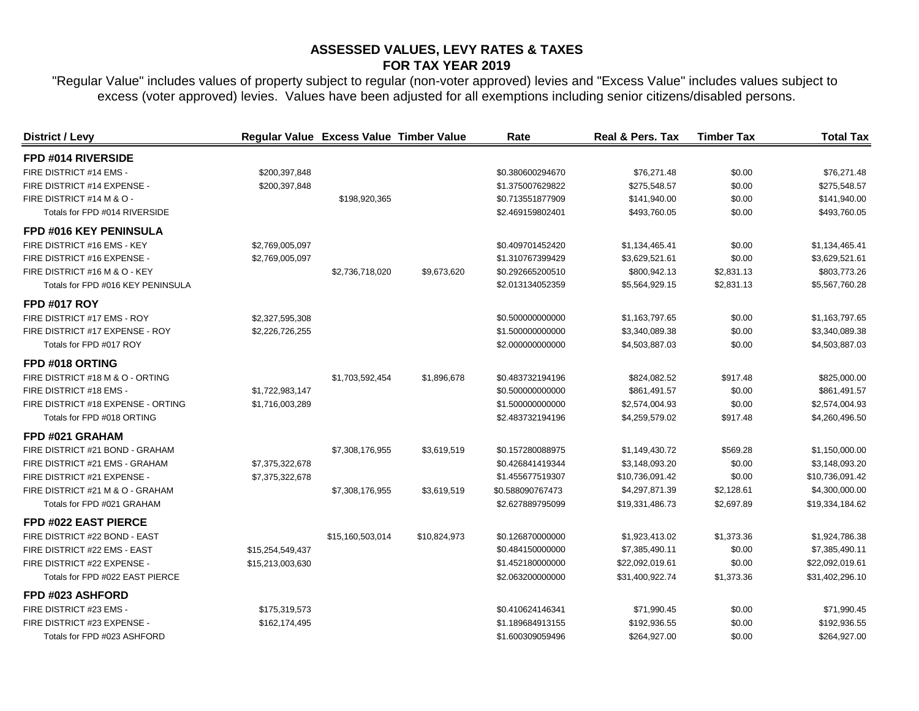**ASSESSED VALUES, LEVY RATES & TAXES**
**FOR TAX YEAR 2019**

"Regular Value" includes values of property subject to regular (non-voter approved) levies and "Excess Value" includes values subject to excess (voter approved) levies. Values have been adjusted for all exemptions including senior citizens/disabled persons.

| District / Levy | Regular Value | Excess Value | Timber Value | Rate | Real & Pers. Tax | Timber Tax | Total Tax |
|---|---|---|---|---|---|---|---|
| **FPD #014 RIVERSIDE** | | | | | | | |
| FIRE DISTRICT #14 EMS - | $200,397,848 | | | $0.380600294670 | $76,271.48 | $0.00 | $76,271.48 |
| FIRE DISTRICT #14 EXPENSE - | $200,397,848 | | | $1.375007629822 | $275,548.57 | $0.00 | $275,548.57 |
| FIRE DISTRICT #14 M & O - | | $198,920,365 | | $0.713551877909 | $141,940.00 | $0.00 | $141,940.00 |
| Totals for FPD #014 RIVERSIDE | | | | $2.469159802401 | $493,760.05 | $0.00 | $493,760.05 |
| **FPD #016 KEY PENINSULA** | | | | | | | |
| FIRE DISTRICT #16 EMS - KEY | $2,769,005,097 | | | $0.409701452420 | $1,134,465.41 | $0.00 | $1,134,465.41 |
| FIRE DISTRICT #16 EXPENSE - | $2,769,005,097 | | | $1.310767399429 | $3,629,521.61 | $0.00 | $3,629,521.61 |
| FIRE DISTRICT #16 M & O - KEY | | $2,736,718,020 | $9,673,620 | $0.292665200510 | $800,942.13 | $2,831.13 | $803,773.26 |
| Totals for FPD #016 KEY PENINSULA | | | | $2.013134052359 | $5,564,929.15 | $2,831.13 | $5,567,760.28 |
| **FPD #017 ROY** | | | | | | | |
| FIRE DISTRICT #17 EMS - ROY | $2,327,595,308 | | | $0.500000000000 | $1,163,797.65 | $0.00 | $1,163,797.65 |
| FIRE DISTRICT #17 EXPENSE - ROY | $2,226,726,255 | | | $1.500000000000 | $3,340,089.38 | $0.00 | $3,340,089.38 |
| Totals for FPD #017 ROY | | | | $2.000000000000 | $4,503,887.03 | $0.00 | $4,503,887.03 |
| **FPD #018 ORTING** | | | | | | | |
| FIRE DISTRICT #18 M & O - ORTING | | $1,703,592,454 | $1,896,678 | $0.483732194196 | $824,082.52 | $917.48 | $825,000.00 |
| FIRE DISTRICT #18 EMS - | $1,722,983,147 | | | $0.500000000000 | $861,491.57 | $0.00 | $861,491.57 |
| FIRE DISTRICT #18 EXPENSE - ORTING | $1,716,003,289 | | | $1.500000000000 | $2,574,004.93 | $0.00 | $2,574,004.93 |
| Totals for FPD #018 ORTING | | | | $2.483732194196 | $4,259,579.02 | $917.48 | $4,260,496.50 |
| **FPD #021 GRAHAM** | | | | | | | |
| FIRE DISTRICT #21 BOND - GRAHAM | | $7,308,176,955 | $3,619,519 | $0.157280088975 | $1,149,430.72 | $569.28 | $1,150,000.00 |
| FIRE DISTRICT #21 EMS - GRAHAM | $7,375,322,678 | | | $0.426841419344 | $3,148,093.20 | $0.00 | $3,148,093.20 |
| FIRE DISTRICT #21 EXPENSE - | $7,375,322,678 | | | $1.455677519307 | $10,736,091.42 | $0.00 | $10,736,091.42 |
| FIRE DISTRICT #21 M & O - GRAHAM | | $7,308,176,955 | $3,619,519 | $0.588090767473 | $4,297,871.39 | $2,128.61 | $4,300,000.00 |
| Totals for FPD #021 GRAHAM | | | | $2.627889795099 | $19,331,486.73 | $2,697.89 | $19,334,184.62 |
| **FPD #022 EAST PIERCE** | | | | | | | |
| FIRE DISTRICT #22 BOND - EAST | | $15,160,503,014 | $10,824,973 | $0.126870000000 | $1,923,413.02 | $1,373.36 | $1,924,786.38 |
| FIRE DISTRICT #22 EMS - EAST | $15,254,549,437 | | | $0.484150000000 | $7,385,490.11 | $0.00 | $7,385,490.11 |
| FIRE DISTRICT #22 EXPENSE - | $15,213,003,630 | | | $1.452180000000 | $22,092,019.61 | $0.00 | $22,092,019.61 |
| Totals for FPD #022 EAST PIERCE | | | | $2.063200000000 | $31,400,922.74 | $1,373.36 | $31,402,296.10 |
| **FPD #023 ASHFORD** | | | | | | | |
| FIRE DISTRICT #23 EMS - | $175,319,573 | | | $0.410624146341 | $71,990.45 | $0.00 | $71,990.45 |
| FIRE DISTRICT #23 EXPENSE - | $162,174,495 | | | $1.189684913155 | $192,936.55 | $0.00 | $192,936.55 |
| Totals for FPD #023 ASHFORD | | | | $1.600309059496 | $264,927.00 | $0.00 | $264,927.00 |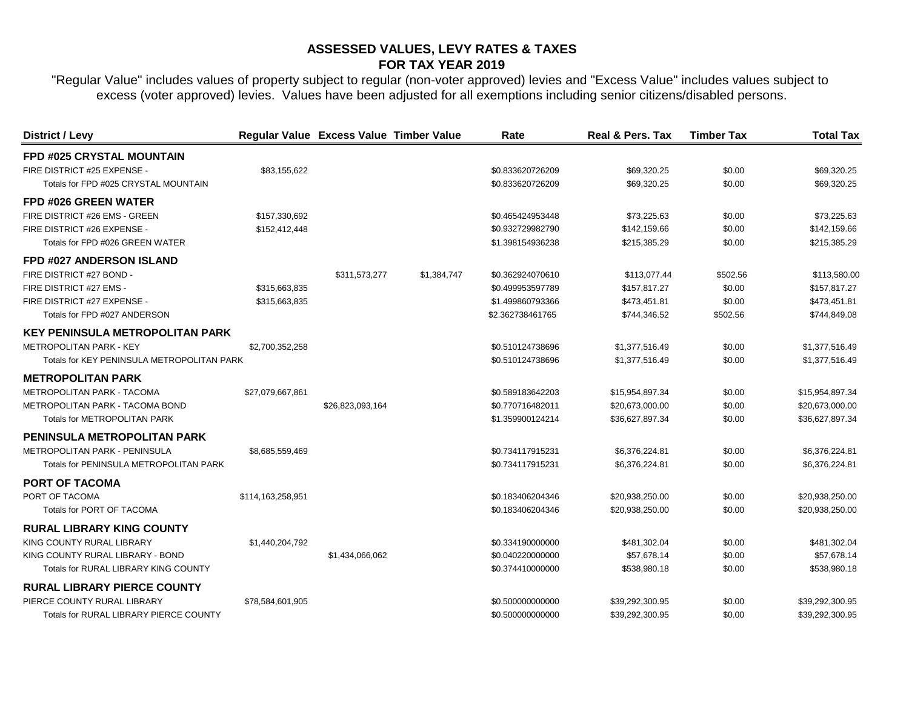## ASSESSED VALUES, LEVY RATES & TAXES
## FOR TAX YEAR 2019

"Regular Value" includes values of property subject to regular (non-voter approved) levies and "Excess Value" includes values subject to excess (voter approved) levies. Values have been adjusted for all exemptions including senior citizens/disabled persons.

| District / Levy | Regular Value | Excess Value | Timber Value | Rate | Real & Pers. Tax | Timber Tax | Total Tax |
|---|---|---|---|---|---|---|---|
| **FPD #025 CRYSTAL MOUNTAIN** | | | | | | | |
| FIRE DISTRICT #25 EXPENSE - | $83,155,622 | | | $0.833620726209 | $69,320.25 | $0.00 | $69,320.25 |
| Totals for FPD #025 CRYSTAL MOUNTAIN | | | | $0.833620726209 | $69,320.25 | $0.00 | $69,320.25 |
| **FPD #026 GREEN WATER** | | | | | | | |
| FIRE DISTRICT #26 EMS - GREEN | $157,330,692 | | | $0.465424953448 | $73,225.63 | $0.00 | $73,225.63 |
| FIRE DISTRICT #26 EXPENSE - | $152,412,448 | | | $0.932729982790 | $142,159.66 | $0.00 | $142,159.66 |
| Totals for FPD #026 GREEN WATER | | | | $1.398154936238 | $215,385.29 | $0.00 | $215,385.29 |
| **FPD #027 ANDERSON ISLAND** | | | | | | | |
| FIRE DISTRICT #27 BOND - | | $311,573,277 | $1,384,747 | $0.362924070610 | $113,077.44 | $502.56 | $113,580.00 |
| FIRE DISTRICT #27 EMS - | $315,663,835 | | | $0.499953597789 | $157,817.27 | $0.00 | $157,817.27 |
| FIRE DISTRICT #27 EXPENSE - | $315,663,835 | | | $1.499860793366 | $473,451.81 | $0.00 | $473,451.81 |
| Totals for FPD #027 ANDERSON | | | | $2.362738461765 | $744,346.52 | $502.56 | $744,849.08 |
| **KEY PENINSULA METROPOLITAN PARK** | | | | | | | |
| METROPOLITAN PARK - KEY | $2,700,352,258 | | | $0.510124738696 | $1,377,516.49 | $0.00 | $1,377,516.49 |
| Totals for KEY PENINSULA METROPOLITAN PARK | | | | $0.510124738696 | $1,377,516.49 | $0.00 | $1,377,516.49 |
| **METROPOLITAN PARK** | | | | | | | |
| METROPOLITAN PARK - TACOMA | $27,079,667,861 | | | $0.589183642203 | $15,954,897.34 | $0.00 | $15,954,897.34 |
| METROPOLITAN PARK - TACOMA BOND | | $26,823,093,164 | | $0.770716482011 | $20,673,000.00 | $0.00 | $20,673,000.00 |
| Totals for METROPOLITAN PARK | | | | $1.359900124214 | $36,627,897.34 | $0.00 | $36,627,897.34 |
| **PENINSULA METROPOLITAN PARK** | | | | | | | |
| METROPOLITAN PARK - PENINSULA | $8,685,559,469 | | | $0.734117915231 | $6,376,224.81 | $0.00 | $6,376,224.81 |
| Totals for PENINSULA METROPOLITAN PARK | | | | $0.734117915231 | $6,376,224.81 | $0.00 | $6,376,224.81 |
| **PORT OF TACOMA** | | | | | | | |
| PORT OF TACOMA | $114,163,258,951 | | | $0.183406204346 | $20,938,250.00 | $0.00 | $20,938,250.00 |
| Totals for PORT OF TACOMA | | | | $0.183406204346 | $20,938,250.00 | $0.00 | $20,938,250.00 |
| **RURAL LIBRARY KING COUNTY** | | | | | | | |
| KING COUNTY RURAL LIBRARY | $1,440,204,792 | | | $0.334190000000 | $481,302.04 | $0.00 | $481,302.04 |
| KING COUNTY RURAL LIBRARY - BOND | | $1,434,066,062 | | $0.040220000000 | $57,678.14 | $0.00 | $57,678.14 |
| Totals for RURAL LIBRARY KING COUNTY | | | | $0.374410000000 | $538,980.18 | $0.00 | $538,980.18 |
| **RURAL LIBRARY PIERCE COUNTY** | | | | | | | |
| PIERCE COUNTY RURAL LIBRARY | $78,584,601,905 | | | $0.500000000000 | $39,292,300.95 | $0.00 | $39,292,300.95 |
| Totals for RURAL LIBRARY PIERCE COUNTY | | | | $0.500000000000 | $39,292,300.95 | $0.00 | $39,292,300.95 |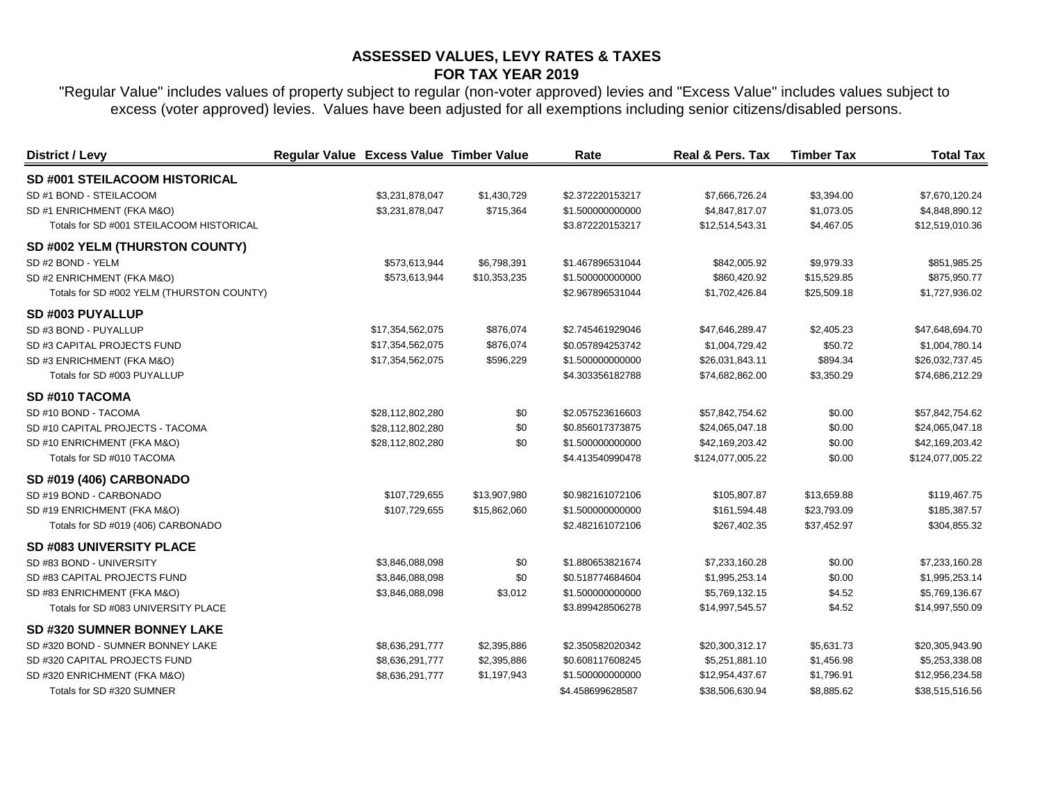# ASSESSED VALUES, LEVY RATES & TAXES
## FOR TAX YEAR 2019

"Regular Value" includes values of property subject to regular (non-voter approved) levies and "Excess Value" includes values subject to excess (voter approved) levies. Values have been adjusted for all exemptions including senior citizens/disabled persons.

| District / Levy | Regular Value | Excess Value | Timber Value | Rate | Real & Pers. Tax | Timber Tax | Total Tax |
|---|---|---|---|---|---|---|---|
| **SD #001 STEILACOOM HISTORICAL** | | | | | | | |
| SD #1 BOND - STEILACOOM | | $3,231,878,047 | $1,430,729 | $2.372220153217 | $7,666,726.24 | $3,394.00 | $7,670,120.24 |
| SD #1 ENRICHMENT (FKA M&O) | | $3,231,878,047 | $715,364 | $1.500000000000 | $4,847,817.07 | $1,073.05 | $4,848,890.12 |
| Totals for SD #001 STEILACOOM HISTORICAL | | | | $3.872220153217 | $12,514,543.31 | $4,467.05 | $12,519,010.36 |
| **SD #002 YELM (THURSTON COUNTY)** | | | | | | | |
| SD #2 BOND - YELM | | $573,613,944 | $6,798,391 | $1.467896531044 | $842,005.92 | $9,979.33 | $851,985.25 |
| SD #2 ENRICHMENT (FKA M&O) | | $573,613,944 | $10,353,235 | $1.500000000000 | $860,420.92 | $15,529.85 | $875,950.77 |
| Totals for SD #002 YELM (THURSTON COUNTY) | | | | $2.967896531044 | $1,702,426.84 | $25,509.18 | $1,727,936.02 |
| **SD #003 PUYALLUP** | | | | | | | |
| SD #3 BOND - PUYALLUP | | $17,354,562,075 | $876,074 | $2.745461929046 | $47,646,289.47 | $2,405.23 | $47,648,694.70 |
| SD #3 CAPITAL PROJECTS FUND | | $17,354,562,075 | $876,074 | $0.057894253742 | $1,004,729.42 | $50.72 | $1,004,780.14 |
| SD #3 ENRICHMENT (FKA M&O) | | $17,354,562,075 | $596,229 | $1.500000000000 | $26,031,843.11 | $894.34 | $26,032,737.45 |
| Totals for SD #003 PUYALLUP | | | | $4.303356182788 | $74,682,862.00 | $3,350.29 | $74,686,212.29 |
| **SD #010 TACOMA** | | | | | | | |
| SD #10 BOND - TACOMA | | $28,112,802,280 | $0 | $2.057523616603 | $57,842,754.62 | $0.00 | $57,842,754.62 |
| SD #10 CAPITAL PROJECTS - TACOMA | | $28,112,802,280 | $0 | $0.856017373875 | $24,065,047.18 | $0.00 | $24,065,047.18 |
| SD #10 ENRICHMENT (FKA M&O) | | $28,112,802,280 | $0 | $1.500000000000 | $42,169,203.42 | $0.00 | $42,169,203.42 |
| Totals for SD #010 TACOMA | | | | $4.413540990478 | $124,077,005.22 | $0.00 | $124,077,005.22 |
| **SD #019 (406) CARBONADO** | | | | | | | |
| SD #19 BOND - CARBONADO | | $107,729,655 | $13,907,980 | $0.982161072106 | $105,807.87 | $13,659.88 | $119,467.75 |
| SD #19 ENRICHMENT (FKA M&O) | | $107,729,655 | $15,862,060 | $1.500000000000 | $161,594.48 | $23,793.09 | $185,387.57 |
| Totals for SD #019 (406) CARBONADO | | | | $2.482161072106 | $267,402.35 | $37,452.97 | $304,855.32 |
| **SD #083 UNIVERSITY PLACE** | | | | | | | |
| SD #83 BOND - UNIVERSITY | | $3,846,088,098 | $0 | $1.880653821674 | $7,233,160.28 | $0.00 | $7,233,160.28 |
| SD #83 CAPITAL PROJECTS FUND | | $3,846,088,098 | $0 | $0.518774684604 | $1,995,253.14 | $0.00 | $1,995,253.14 |
| SD #83 ENRICHMENT (FKA M&O) | | $3,846,088,098 | $3,012 | $1.500000000000 | $5,769,132.15 | $4.52 | $5,769,136.67 |
| Totals for SD #083 UNIVERSITY PLACE | | | | $3.899428506278 | $14,997,545.57 | $4.52 | $14,997,550.09 |
| **SD #320 SUMNER BONNEY LAKE** | | | | | | | |
| SD #320 BOND - SUMNER BONNEY LAKE | | $8,636,291,777 | $2,395,886 | $2.350582020342 | $20,300,312.17 | $5,631.73 | $20,305,943.90 |
| SD #320 CAPITAL PROJECTS FUND | | $8,636,291,777 | $2,395,886 | $0.608117608245 | $5,251,881.10 | $1,456.98 | $5,253,338.08 |
| SD #320 ENRICHMENT (FKA M&O) | | $8,636,291,777 | $1,197,943 | $1.500000000000 | $12,954,437.67 | $1,796.91 | $12,956,234.58 |
| Totals for SD #320 SUMNER | | | | $4.458699628587 | $38,506,630.94 | $8,885.62 | $38,515,516.56 |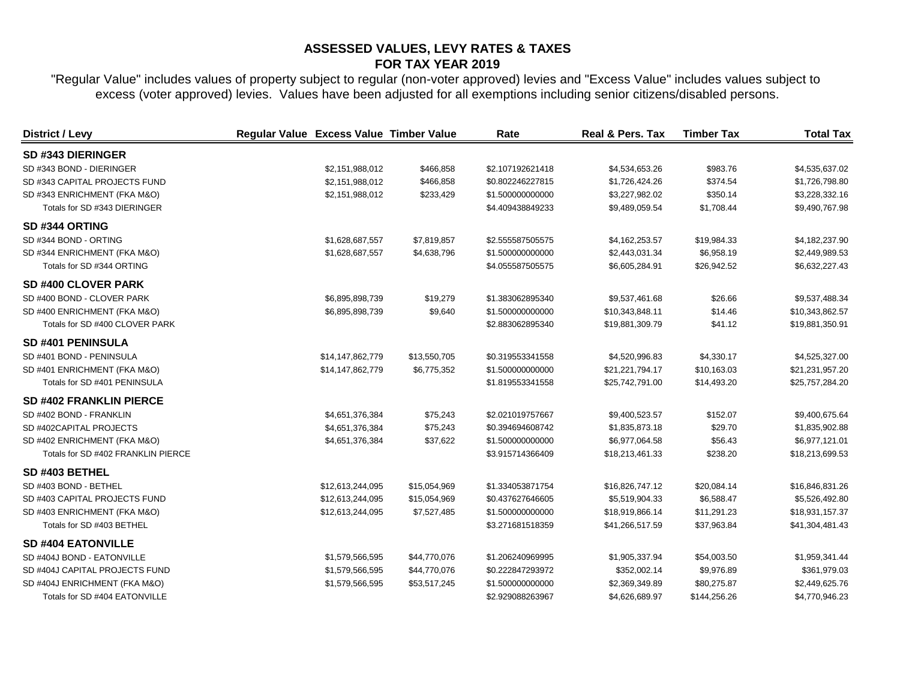# ASSESSED VALUES, LEVY RATES & TAXES
# FOR TAX YEAR 2019

"Regular Value" includes values of property subject to regular (non-voter approved) levies and "Excess Value" includes values subject to excess (voter approved) levies. Values have been adjusted for all exemptions including senior citizens/disabled persons.

| District / Levy | Regular Value | Excess Value | Timber Value | Rate | Real & Pers. Tax | Timber Tax | Total Tax |
|---|---|---|---|---|---|---|---|
| **SD #343 DIERINGER** | | | | | | | |
| SD #343 BOND - DIERINGER | | $2,151,988,012 | $466,858 | $2.107192621418 | $4,534,653.26 | $983.76 | $4,535,637.02 |
| SD #343 CAPITAL PROJECTS FUND | | $2,151,988,012 | $466,858 | $0.802246227815 | $1,726,424.26 | $374.54 | $1,726,798.80 |
| SD #343 ENRICHMENT (FKA M&O) | | $2,151,988,012 | $233,429 | $1.500000000000 | $3,227,982.02 | $350.14 | $3,228,332.16 |
| Totals for SD #343 DIERINGER | | | | $4.409438849233 | $9,489,059.54 | $1,708.44 | $9,490,767.98 |
| **SD #344 ORTING** | | | | | | | |
| SD #344 BOND - ORTING | | $1,628,687,557 | $7,819,857 | $2.555587505575 | $4,162,253.57 | $19,984.33 | $4,182,237.90 |
| SD #344 ENRICHMENT (FKA M&O) | | $1,628,687,557 | $4,638,796 | $1.500000000000 | $2,443,031.34 | $6,958.19 | $2,449,989.53 |
| Totals for SD #344 ORTING | | | | $4.055587505575 | $6,605,284.91 | $26,942.52 | $6,632,227.43 |
| **SD #400 CLOVER PARK** | | | | | | | |
| SD #400 BOND - CLOVER PARK | | $6,895,898,739 | $19,279 | $1.383062895340 | $9,537,461.68 | $26.66 | $9,537,488.34 |
| SD #400 ENRICHMENT (FKA M&O) | | $6,895,898,739 | $9,640 | $1.500000000000 | $10,343,848.11 | $14.46 | $10,343,862.57 |
| Totals for SD #400 CLOVER PARK | | | | $2.883062895340 | $19,881,309.79 | $41.12 | $19,881,350.91 |
| **SD #401 PENINSULA** | | | | | | | |
| SD #401 BOND - PENINSULA | | $14,147,862,779 | $13,550,705 | $0.319553341558 | $4,520,996.83 | $4,330.17 | $4,525,327.00 |
| SD #401 ENRICHMENT (FKA M&O) | | $14,147,862,779 | $6,775,352 | $1.500000000000 | $21,221,794.17 | $10,163.03 | $21,231,957.20 |
| Totals for SD #401 PENINSULA | | | | $1.819553341558 | $25,742,791.00 | $14,493.20 | $25,757,284.20 |
| **SD #402 FRANKLIN PIERCE** | | | | | | | |
| SD #402 BOND - FRANKLIN | | $4,651,376,384 | $75,243 | $2.021019757667 | $9,400,523.57 | $152.07 | $9,400,675.64 |
| SD #402CAPITAL PROJECTS | | $4,651,376,384 | $75,243 | $0.394694608742 | $1,835,873.18 | $29.70 | $1,835,902.88 |
| SD #402 ENRICHMENT (FKA M&O) | | $4,651,376,384 | $37,622 | $1.500000000000 | $6,977,064.58 | $56.43 | $6,977,121.01 |
| Totals for SD #402 FRANKLIN PIERCE | | | | $3.915714366409 | $18,213,461.33 | $238.20 | $18,213,699.53 |
| **SD #403 BETHEL** | | | | | | | |
| SD #403 BOND - BETHEL | | $12,613,244,095 | $15,054,969 | $1.334053871754 | $16,826,747.12 | $20,084.14 | $16,846,831.26 |
| SD #403 CAPITAL PROJECTS FUND | | $12,613,244,095 | $15,054,969 | $0.437627646605 | $5,519,904.33 | $6,588.47 | $5,526,492.80 |
| SD #403 ENRICHMENT (FKA M&O) | | $12,613,244,095 | $7,527,485 | $1.500000000000 | $18,919,866.14 | $11,291.23 | $18,931,157.37 |
| Totals for SD #403 BETHEL | | | | $3.271681518359 | $41,266,517.59 | $37,963.84 | $41,304,481.43 |
| **SD #404 EATONVILLE** | | | | | | | |
| SD #404J BOND - EATONVILLE | | $1,579,566,595 | $44,770,076 | $1.206240969995 | $1,905,337.94 | $54,003.50 | $1,959,341.44 |
| SD #404J CAPITAL PROJECTS FUND | | $1,579,566,595 | $44,770,076 | $0.222847293972 | $352,002.14 | $9,976.89 | $361,979.03 |
| SD #404J ENRICHMENT (FKA M&O) | | $1,579,566,595 | $53,517,245 | $1.500000000000 | $2,369,349.89 | $80,275.87 | $2,449,625.76 |
| Totals for SD #404 EATONVILLE | | | | $2.929088263967 | $4,626,689.97 | $144,256.26 | $4,770,946.23 |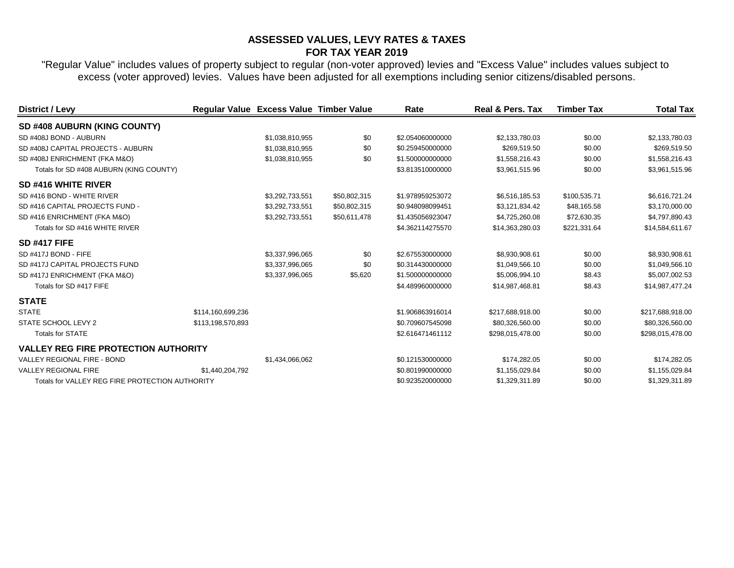**ASSESSED VALUES, LEVY RATES & TAXES**
**FOR TAX YEAR 2019**

"Regular Value" includes values of property subject to regular (non-voter approved) levies and "Excess Value" includes values subject to excess (voter approved) levies. Values have been adjusted for all exemptions including senior citizens/disabled persons.

| District / Levy | Regular Value | Excess Value | Timber Value | Rate | Real & Pers. Tax | Timber Tax | Total Tax |
|---|---|---|---|---|---|---|---|
| **SD #408 AUBURN (KING COUNTY)** | | | | | | | |
| SD #408J BOND - AUBURN | | $1,038,810,955 | $0 | $2.054060000000 | $2,133,780.03 | $0.00 | $2,133,780.03 |
| SD #408J CAPITAL PROJECTS - AUBURN | | $1,038,810,955 | $0 | $0.259450000000 | $269,519.50 | $0.00 | $269,519.50 |
| SD #408J ENRICHMENT (FKA M&O) | | $1,038,810,955 | $0 | $1.500000000000 | $1,558,216.43 | $0.00 | $1,558,216.43 |
| Totals for SD #408 AUBURN (KING COUNTY) | | | | $3.813510000000 | $3,961,515.96 | $0.00 | $3,961,515.96 |
| **SD #416 WHITE RIVER** | | | | | | | |
| SD #416 BOND - WHITE RIVER | | $3,292,733,551 | $50,802,315 | $1.978959253072 | $6,516,185.53 | $100,535.71 | $6,616,721.24 |
| SD #416 CAPITAL PROJECTS FUND - | | $3,292,733,551 | $50,802,315 | $0.948098099451 | $3,121,834.42 | $48,165.58 | $3,170,000.00 |
| SD #416 ENRICHMENT (FKA M&O) | | $3,292,733,551 | $50,611,478 | $1.435056923047 | $4,725,260.08 | $72,630.35 | $4,797,890.43 |
| Totals for SD #416 WHITE RIVER | | | | $4.362114275570 | $14,363,280.03 | $221,331.64 | $14,584,611.67 |
| **SD #417 FIFE** | | | | | | | |
| SD #417J BOND - FIFE | | $3,337,996,065 | $0 | $2.675530000000 | $8,930,908.61 | $0.00 | $8,930,908.61 |
| SD #417J CAPITAL PROJECTS FUND | | $3,337,996,065 | $0 | $0.314430000000 | $1,049,566.10 | $0.00 | $1,049,566.10 |
| SD #417J ENRICHMENT (FKA M&O) | | $3,337,996,065 | $5,620 | $1.500000000000 | $5,006,994.10 | $8.43 | $5,007,002.53 |
| Totals for SD #417 FIFE | | | | $4.489960000000 | $14,987,468.81 | $8.43 | $14,987,477.24 |
| **STATE** | | | | | | | |
| STATE | $114,160,699,236 | | | $1.906863916014 | $217,688,918.00 | $0.00 | $217,688,918.00 |
| STATE SCHOOL LEVY 2 | $113,198,570,893 | | | $0.709607545098 | $80,326,560.00 | $0.00 | $80,326,560.00 |
| Totals for STATE | | | | $2.616471461112 | $298,015,478.00 | $0.00 | $298,015,478.00 |
| **VALLEY REG FIRE PROTECTION AUTHORITY** | | | | | | | |
| VALLEY REGIONAL FIRE - BOND | | $1,434,066,062 | | $0.121530000000 | $174,282.05 | $0.00 | $174,282.05 |
| VALLEY REGIONAL FIRE | $1,440,204,792 | | | $0.801990000000 | $1,155,029.84 | $0.00 | $1,155,029.84 |
| Totals for VALLEY REG FIRE PROTECTION AUTHORITY | | | | $0.923520000000 | $1,329,311.89 | $0.00 | $1,329,311.89 |